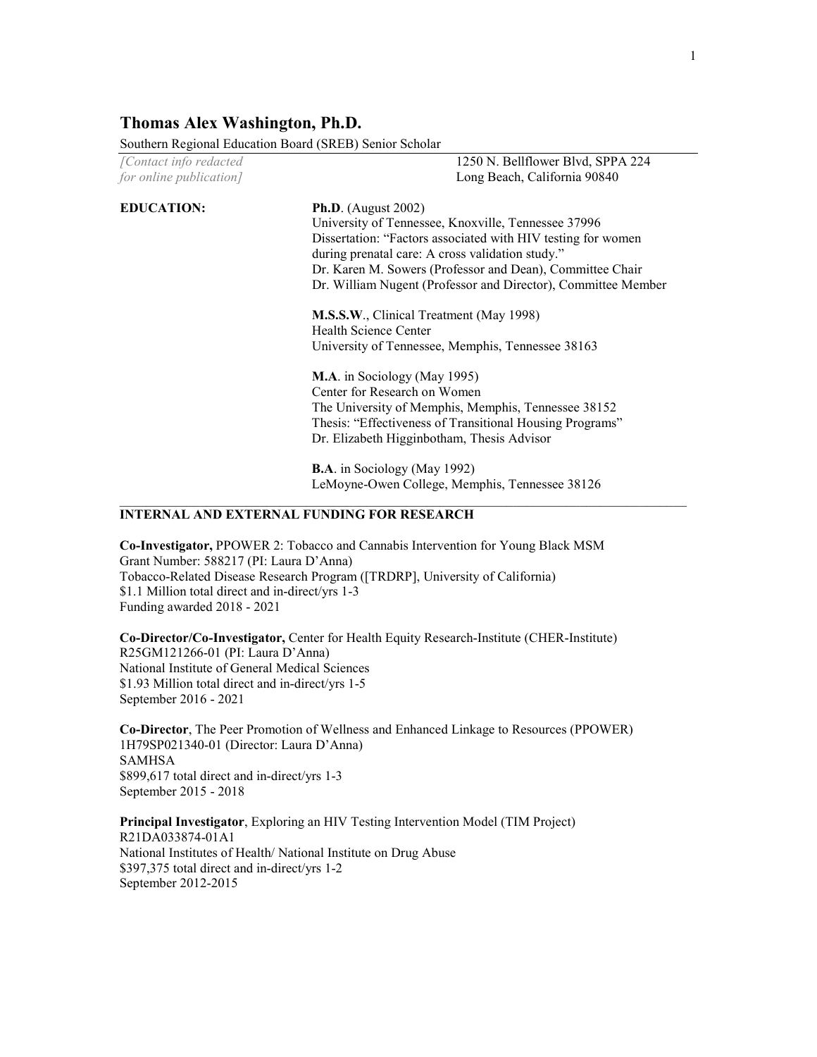# Thomas Alex Washington, Ph.D.

Southern Regional Education Board (SREB) Senior Scholar

*[Contact info redacted for online publication]*

1250 N. Bellflower Blvd, SPPA 224
Long Beach, California 90840

**EDUCATION:**

**Ph.D**. (August 2002)
University of Tennessee, Knoxville, Tennessee 37996
Dissertation: "Factors associated with HIV testing for women during prenatal care: A cross validation study."
Dr. Karen M. Sowers (Professor and Dean), Committee Chair
Dr. William Nugent (Professor and Director), Committee Member

**M.S.S.W**., Clinical Treatment (May 1998)
Health Science Center
University of Tennessee, Memphis, Tennessee 38163

**M.A**. in Sociology (May 1995)
Center for Research on Women
The University of Memphis, Memphis, Tennessee 38152
Thesis: "Effectiveness of Transitional Housing Programs"
Dr. Elizabeth Higginbotham, Thesis Advisor

**B.A**. in Sociology (May 1992)
LeMoyne-Owen College, Memphis, Tennessee 38126

## INTERNAL AND EXTERNAL FUNDING FOR RESEARCH

**Co-Investigator,** PPOWER 2: Tobacco and Cannabis Intervention for Young Black MSM
Grant Number: 588217 (PI: Laura D'Anna)
Tobacco-Related Disease Research Program ([TRDRP], University of California)
$1.1 Million total direct and in-direct/yrs 1-3
Funding awarded 2018 - 2021

**Co-Director/Co-Investigator,** Center for Health Equity Research-Institute (CHER-Institute)
R25GM121266-01 (PI: Laura D'Anna)
National Institute of General Medical Sciences
$1.93 Million total direct and in-direct/yrs 1-5
September 2016 - 2021

**Co-Director**, The Peer Promotion of Wellness and Enhanced Linkage to Resources (PPOWER)
1H79SP021340-01 (Director: Laura D'Anna)
SAMHSA
$899,617 total direct and in-direct/yrs 1-3
September 2015 - 2018

**Principal Investigator**, Exploring an HIV Testing Intervention Model (TIM Project)
R21DA033874-01A1
National Institutes of Health/ National Institute on Drug Abuse
$397,375 total direct and in-direct/yrs 1-2
September 2012-2015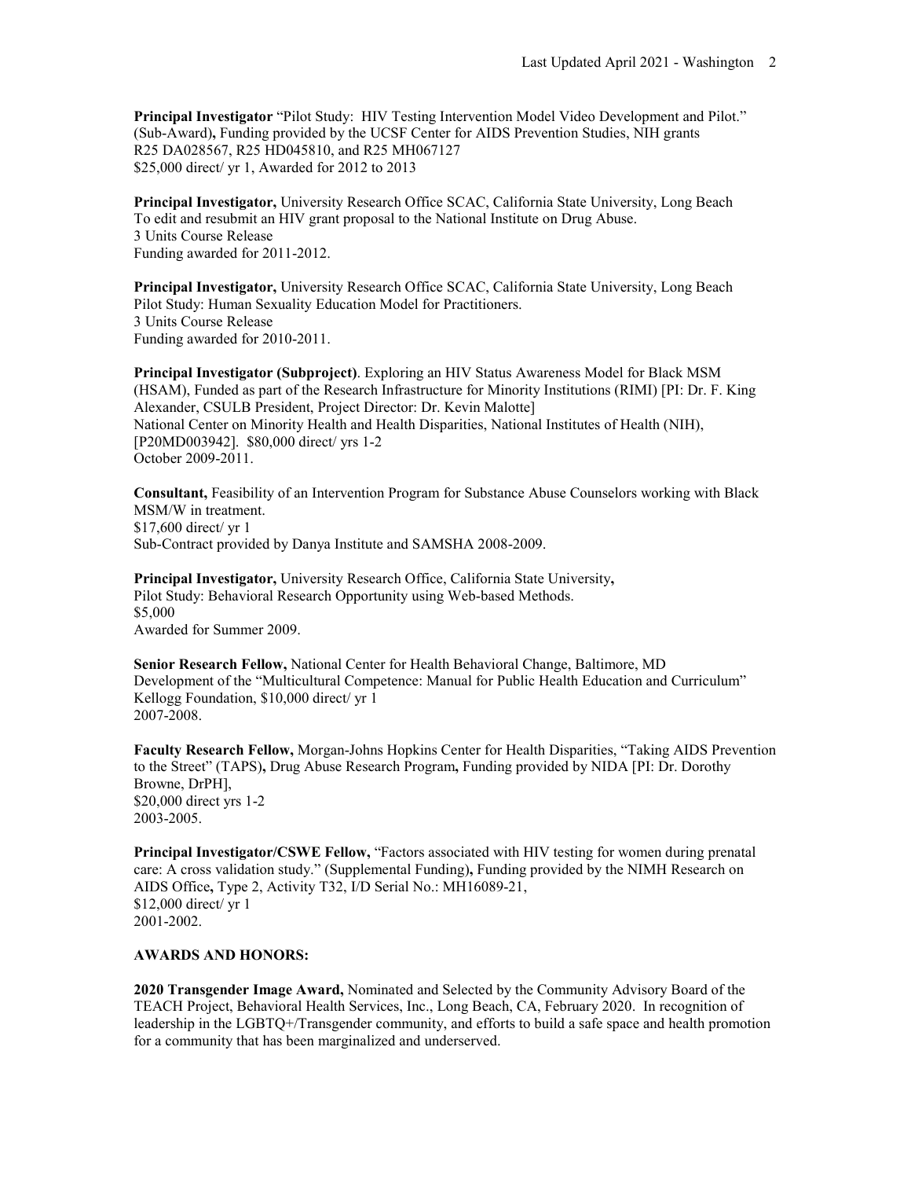**Principal Investigator** "Pilot Study: HIV Testing Intervention Model Video Development and Pilot." (Sub-Award)**,** Funding provided by the UCSF Center for AIDS Prevention Studies, NIH grants R25 DA028567, R25 HD045810, and R25 MH067127
$25,000 direct/ yr 1, Awarded for 2012 to 2013

**Principal Investigator,** University Research Office SCAC, California State University, Long Beach
To edit and resubmit an HIV grant proposal to the National Institute on Drug Abuse.
3 Units Course Release
Funding awarded for 2011-2012.

**Principal Investigator,** University Research Office SCAC, California State University, Long Beach
Pilot Study: Human Sexuality Education Model for Practitioners.
3 Units Course Release
Funding awarded for 2010-2011.

**Principal Investigator (Subproject)**. Exploring an HIV Status Awareness Model for Black MSM (HSAM), Funded as part of the Research Infrastructure for Minority Institutions (RIMI) [PI: Dr. F. King Alexander, CSULB President, Project Director: Dr. Kevin Malotte]
National Center on Minority Health and Health Disparities, National Institutes of Health (NIH), [P20MD003942]. $80,000 direct/ yrs 1-2
October 2009-2011.

**Consultant,** Feasibility of an Intervention Program for Substance Abuse Counselors working with Black MSM/W in treatment.
$17,600 direct/ yr 1
Sub-Contract provided by Danya Institute and SAMSHA 2008-2009.

**Principal Investigator,** University Research Office, California State University**,**
Pilot Study: Behavioral Research Opportunity using Web-based Methods.
$5,000
Awarded for Summer 2009.

**Senior Research Fellow,** National Center for Health Behavioral Change, Baltimore, MD
Development of the "Multicultural Competence: Manual for Public Health Education and Curriculum"
Kellogg Foundation, $10,000 direct/ yr 1
2007-2008.

**Faculty Research Fellow,** Morgan-Johns Hopkins Center for Health Disparities, "Taking AIDS Prevention to the Street" (TAPS)**,** Drug Abuse Research Program**,** Funding provided by NIDA [PI: Dr. Dorothy Browne, DrPH],
$20,000 direct yrs 1-2
2003-2005.

**Principal Investigator/CSWE Fellow,** "Factors associated with HIV testing for women during prenatal care: A cross validation study." (Supplemental Funding)**,** Funding provided by the NIMH Research on AIDS Office**,** Type 2, Activity T32, I/D Serial No.: MH16089-21,
$12,000 direct/ yr 1
2001-2002.

## AWARDS AND HONORS:

**2020 Transgender Image Award,** Nominated and Selected by the Community Advisory Board of the TEACH Project, Behavioral Health Services, Inc., Long Beach, CA, February 2020. In recognition of leadership in the LGBTQ+/Transgender community, and efforts to build a safe space and health promotion for a community that has been marginalized and underserved.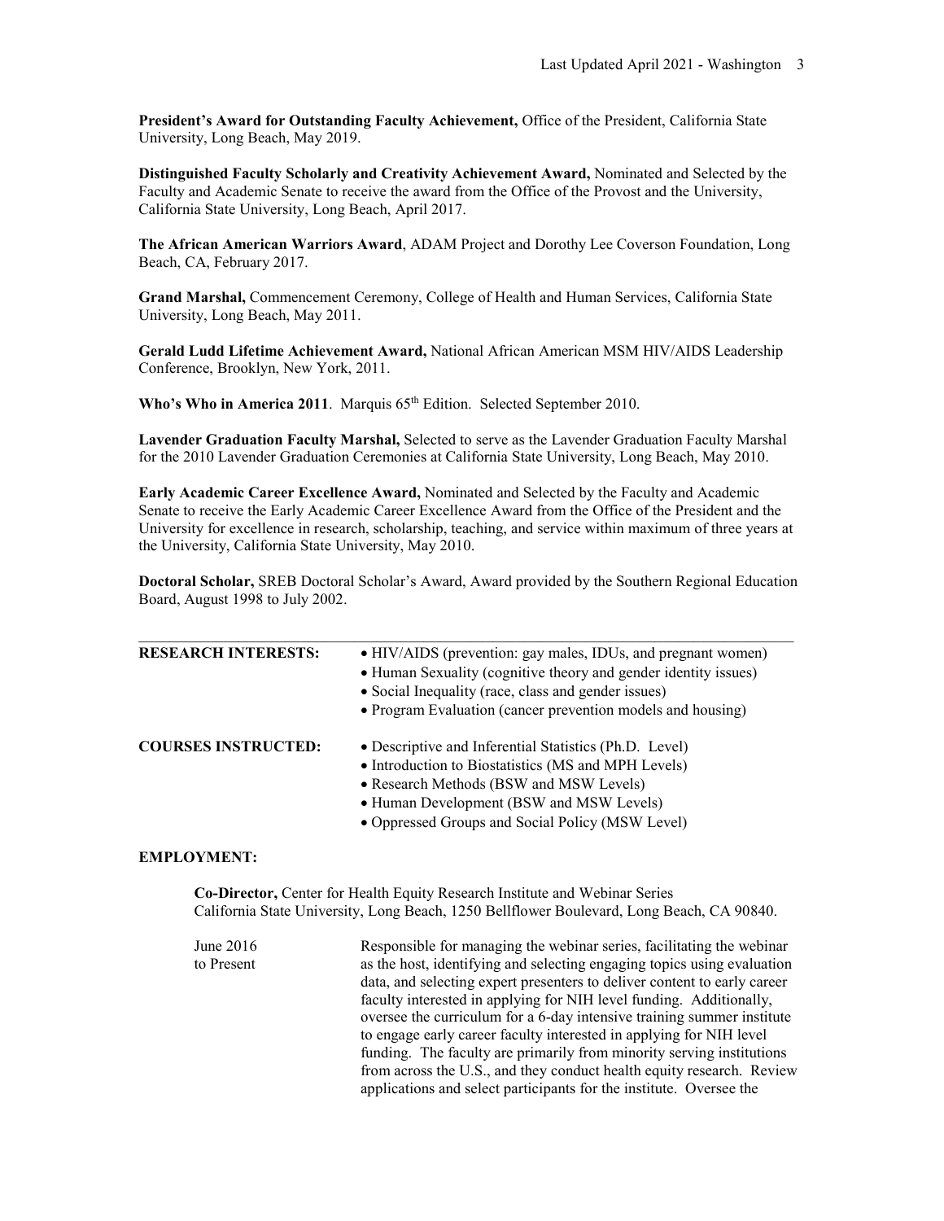**President's Award for Outstanding Faculty Achievement,** Office of the President, California State University, Long Beach, May 2019.

**Distinguished Faculty Scholarly and Creativity Achievement Award,** Nominated and Selected by the Faculty and Academic Senate to receive the award from the Office of the Provost and the University, California State University, Long Beach, April 2017.

**The African American Warriors Award**, ADAM Project and Dorothy Lee Coverson Foundation, Long Beach, CA, February 2017.

**Grand Marshal,** Commencement Ceremony, College of Health and Human Services, California State University, Long Beach, May 2011.

**Gerald Ludd Lifetime Achievement Award,** National African American MSM HIV/AIDS Leadership Conference, Brooklyn, New York, 2011.

**Who's Who in America 2011**. Marquis 65th Edition. Selected September 2010.

**Lavender Graduation Faculty Marshal,** Selected to serve as the Lavender Graduation Faculty Marshal for the 2010 Lavender Graduation Ceremonies at California State University, Long Beach, May 2010.

**Early Academic Career Excellence Award,** Nominated and Selected by the Faculty and Academic Senate to receive the Early Academic Career Excellence Award from the Office of the President and the University for excellence in research, scholarship, teaching, and service within maximum of three years at the University, California State University, May 2010.

**Doctoral Scholar,** SREB Doctoral Scholar's Award, Award provided by the Southern Regional Education Board, August 1998 to July 2002.

---

**RESEARCH INTERESTS:**

- HIV/AIDS (prevention: gay males, IDUs, and pregnant women)
- Human Sexuality (cognitive theory and gender identity issues)
- Social Inequality (race, class and gender issues)
- Program Evaluation (cancer prevention models and housing)

**COURSES INSTRUCTED:**

- Descriptive and Inferential Statistics (Ph.D. Level)
- Introduction to Biostatistics (MS and MPH Levels)
- Research Methods (BSW and MSW Levels)
- Human Development (BSW and MSW Levels)
- Oppressed Groups and Social Policy (MSW Level)

**EMPLOYMENT:**

**Co-Director,** Center for Health Equity Research Institute and Webinar Series
California State University, Long Beach, 1250 Bellflower Boulevard, Long Beach, CA 90840.

June 2016 to Present

Responsible for managing the webinar series, facilitating the webinar as the host, identifying and selecting engaging topics using evaluation data, and selecting expert presenters to deliver content to early career faculty interested in applying for NIH level funding. Additionally, oversee the curriculum for a 6-day intensive training summer institute to engage early career faculty interested in applying for NIH level funding. The faculty are primarily from minority serving institutions from across the U.S., and they conduct health equity research. Review applications and select participants for the institute. Oversee the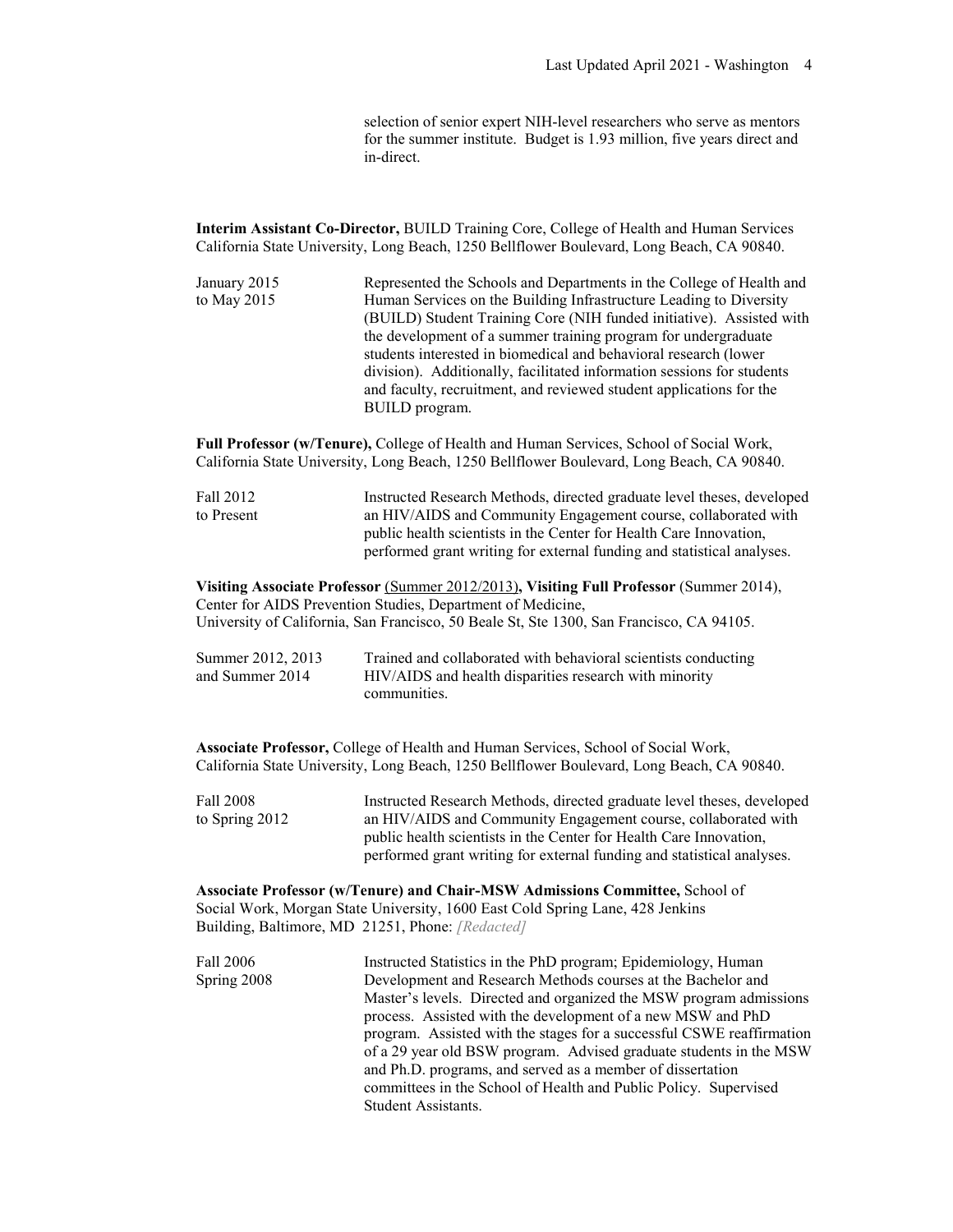selection of senior expert NIH-level researchers who serve as mentors for the summer institute. Budget is 1.93 million, five years direct and in-direct.

**Interim Assistant Co-Director,** BUILD Training Core, College of Health and Human Services California State University, Long Beach, 1250 Bellflower Boulevard, Long Beach, CA 90840.

| | |
|---|---|
| January 2015 to May 2015 | Represented the Schools and Departments in the College of Health and Human Services on the Building Infrastructure Leading to Diversity (BUILD) Student Training Core (NIH funded initiative). Assisted with the development of a summer training program for undergraduate students interested in biomedical and behavioral research (lower division). Additionally, facilitated information sessions for students and faculty, recruitment, and reviewed student applications for the BUILD program. |

**Full Professor (w/Tenure),** College of Health and Human Services, School of Social Work, California State University, Long Beach, 1250 Bellflower Boulevard, Long Beach, CA 90840.

| | |
|---|---|
| Fall 2012 to Present | Instructed Research Methods, directed graduate level theses, developed an HIV/AIDS and Community Engagement course, collaborated with public health scientists in the Center for Health Care Innovation, performed grant writing for external funding and statistical analyses. |

**Visiting Associate Professor** <u>(Summer 2012/2013)</u>**, Visiting Full Professor** (Summer 2014), Center for AIDS Prevention Studies, Department of Medicine, University of California, San Francisco, 50 Beale St, Ste 1300, San Francisco, CA 94105.

| | |
|---|---|
| Summer 2012, 2013 and Summer 2014 | Trained and collaborated with behavioral scientists conducting HIV/AIDS and health disparities research with minority communities. |

**Associate Professor,** College of Health and Human Services, School of Social Work, California State University, Long Beach, 1250 Bellflower Boulevard, Long Beach, CA 90840.

| | |
|---|---|
| Fall 2008 to Spring 2012 | Instructed Research Methods, directed graduate level theses, developed an HIV/AIDS and Community Engagement course, collaborated with public health scientists in the Center for Health Care Innovation, performed grant writing for external funding and statistical analyses. |

**Associate Professor (w/Tenure) and Chair-MSW Admissions Committee,** School of Social Work, Morgan State University, 1600 East Cold Spring Lane, 428 Jenkins Building, Baltimore, MD 21251, Phone: *[Redacted]*

| | |
|---|---|
| Fall 2006 Spring 2008 | Instructed Statistics in the PhD program; Epidemiology, Human Development and Research Methods courses at the Bachelor and Master's levels. Directed and organized the MSW program admissions process. Assisted with the development of a new MSW and PhD program. Assisted with the stages for a successful CSWE reaffirmation of a 29 year old BSW program. Advised graduate students in the MSW and Ph.D. programs, and served as a member of dissertation committees in the School of Health and Public Policy. Supervised Student Assistants. |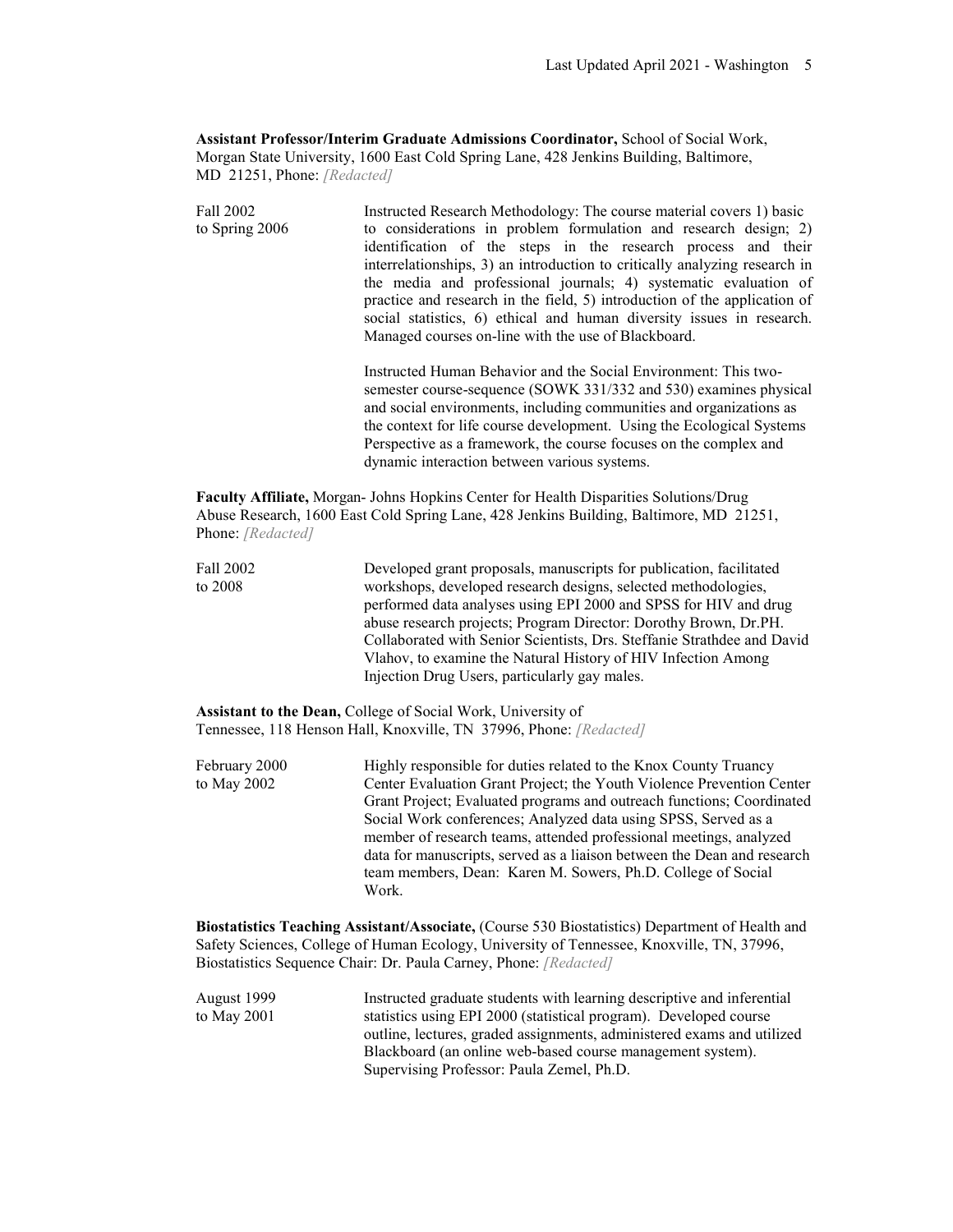**Assistant Professor/Interim Graduate Admissions Coordinator,** School of Social Work, Morgan State University, 1600 East Cold Spring Lane, 428 Jenkins Building, Baltimore, MD 21251, Phone: *[Redacted]*

| | |
|---|---|
| Fall 2002 to Spring 2006 | Instructed Research Methodology: The course material covers 1) basic to considerations in problem formulation and research design; 2) identification of the steps in the research process and their interrelationships, 3) an introduction to critically analyzing research in the media and professional journals; 4) systematic evaluation of practice and research in the field, 5) introduction of the application of social statistics, 6) ethical and human diversity issues in research. Managed courses on-line with the use of Blackboard.<br><br>Instructed Human Behavior and the Social Environment: This two-semester course-sequence (SOWK 331/332 and 530) examines physical and social environments, including communities and organizations as the context for life course development. Using the Ecological Systems Perspective as a framework, the course focuses on the complex and dynamic interaction between various systems. |

**Faculty Affiliate,** Morgan- Johns Hopkins Center for Health Disparities Solutions/Drug Abuse Research, 1600 East Cold Spring Lane, 428 Jenkins Building, Baltimore, MD 21251, Phone: *[Redacted]*

| | |
|---|---|
| Fall 2002 to 2008 | Developed grant proposals, manuscripts for publication, facilitated workshops, developed research designs, selected methodologies, performed data analyses using EPI 2000 and SPSS for HIV and drug abuse research projects; Program Director: Dorothy Brown, Dr.PH. Collaborated with Senior Scientists, Drs. Steffanie Strathdee and David Vlahov, to examine the Natural History of HIV Infection Among Injection Drug Users, particularly gay males. |

**Assistant to the Dean,** College of Social Work, University of Tennessee, 118 Henson Hall, Knoxville, TN 37996, Phone: *[Redacted]*

| | |
|---|---|
| February 2000 to May 2002 | Highly responsible for duties related to the Knox County Truancy Center Evaluation Grant Project; the Youth Violence Prevention Center Grant Project; Evaluated programs and outreach functions; Coordinated Social Work conferences; Analyzed data using SPSS, Served as a member of research teams, attended professional meetings, analyzed data for manuscripts, served as a liaison between the Dean and research team members, Dean: Karen M. Sowers, Ph.D. College of Social Work. |

**Biostatistics Teaching Assistant/Associate,** (Course 530 Biostatistics) Department of Health and Safety Sciences, College of Human Ecology, University of Tennessee, Knoxville, TN, 37996, Biostatistics Sequence Chair: Dr. Paula Carney, Phone: *[Redacted]*

| | |
|---|---|
| August 1999 to May 2001 | Instructed graduate students with learning descriptive and inferential statistics using EPI 2000 (statistical program). Developed course outline, lectures, graded assignments, administered exams and utilized Blackboard (an online web-based course management system). Supervising Professor: Paula Zemel, Ph.D. |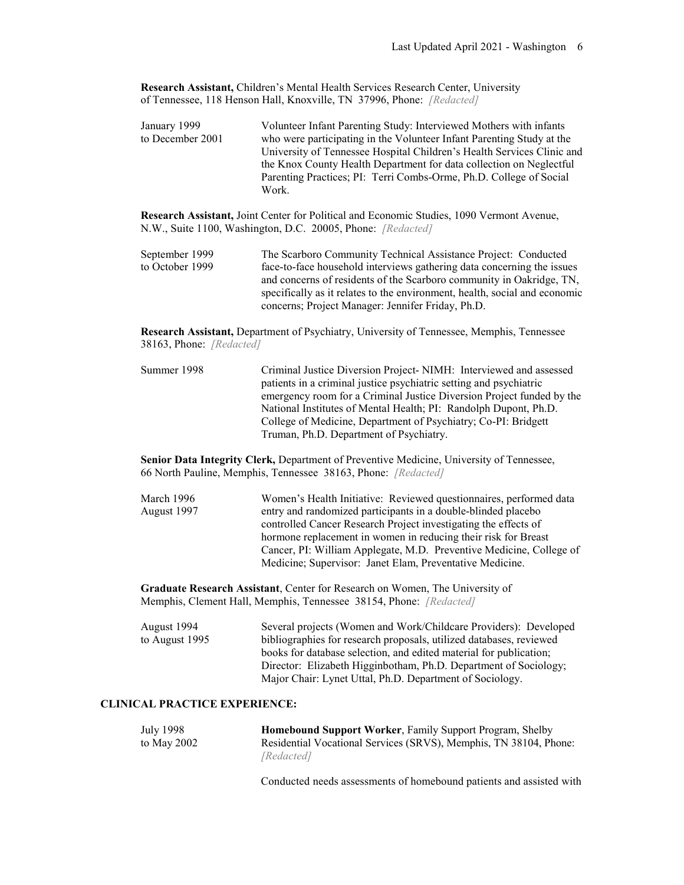**Research Assistant,** Children's Mental Health Services Research Center, University of Tennessee, 118 Henson Hall, Knoxville, TN 37996, Phone: *[Redacted]*

January 1999 to December 2001 — Volunteer Infant Parenting Study: Interviewed Mothers with infants who were participating in the Volunteer Infant Parenting Study at the University of Tennessee Hospital Children's Health Services Clinic and the Knox County Health Department for data collection on Neglectful Parenting Practices; PI: Terri Combs-Orme, Ph.D. College of Social Work.

**Research Assistant,** Joint Center for Political and Economic Studies, 1090 Vermont Avenue, N.W., Suite 1100, Washington, D.C. 20005, Phone: *[Redacted]*

September 1999 to October 1999 — The Scarboro Community Technical Assistance Project: Conducted face-to-face household interviews gathering data concerning the issues and concerns of residents of the Scarboro community in Oakridge, TN, specifically as it relates to the environment, health, social and economic concerns; Project Manager: Jennifer Friday, Ph.D.

**Research Assistant,** Department of Psychiatry, University of Tennessee, Memphis, Tennessee 38163, Phone: *[Redacted]*

Summer 1998 — Criminal Justice Diversion Project- NIMH: Interviewed and assessed patients in a criminal justice psychiatric setting and psychiatric emergency room for a Criminal Justice Diversion Project funded by the National Institutes of Mental Health; PI: Randolph Dupont, Ph.D. College of Medicine, Department of Psychiatry; Co-PI: Bridgett Truman, Ph.D. Department of Psychiatry.

**Senior Data Integrity Clerk,** Department of Preventive Medicine, University of Tennessee, 66 North Pauline, Memphis, Tennessee 38163, Phone: *[Redacted]*

March 1996 August 1997 — Women's Health Initiative: Reviewed questionnaires, performed data entry and randomized participants in a double-blinded placebo controlled Cancer Research Project investigating the effects of hormone replacement in women in reducing their risk for Breast Cancer, PI: William Applegate, M.D. Preventive Medicine, College of Medicine; Supervisor: Janet Elam, Preventative Medicine.

**Graduate Research Assistant**, Center for Research on Women, The University of Memphis, Clement Hall, Memphis, Tennessee 38154, Phone: *[Redacted]*

August 1994 to August 1995 — Several projects (Women and Work/Childcare Providers): Developed bibliographies for research proposals, utilized databases, reviewed books for database selection, and edited material for publication; Director: Elizabeth Higginbotham, Ph.D. Department of Sociology; Major Chair: Lynet Uttal, Ph.D. Department of Sociology.

## CLINICAL PRACTICE EXPERIENCE:

July 1998 to May 2002 — **Homebound Support Worker**, Family Support Program, Shelby Residential Vocational Services (SRVS), Memphis, TN 38104, Phone: *[Redacted]*

Conducted needs assessments of homebound patients and assisted with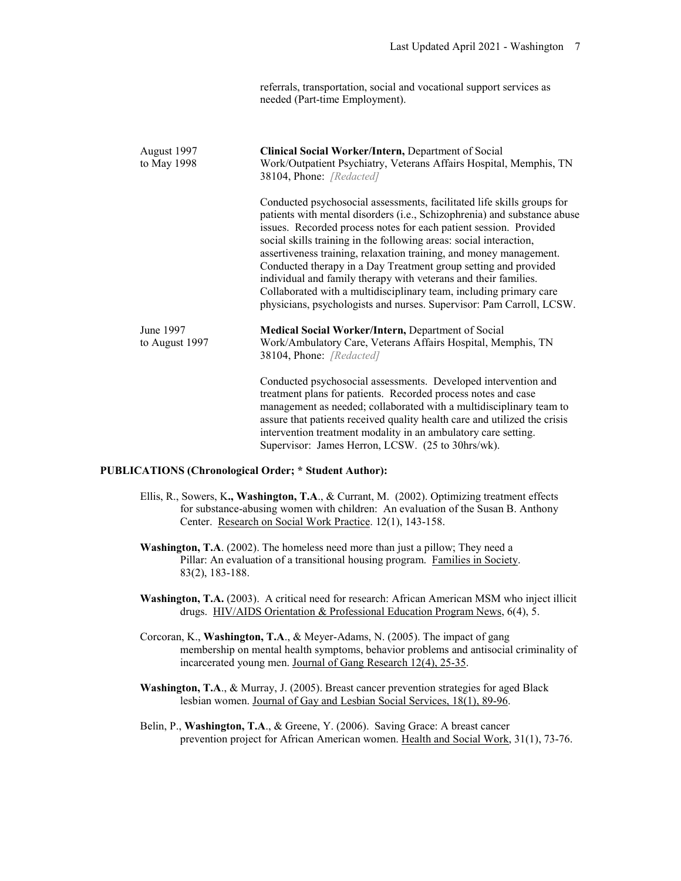referrals, transportation, social and vocational support services as needed (Part-time Employment).

August 1997 to May 1998

**Clinical Social Worker/Intern,** Department of Social Work/Outpatient Psychiatry, Veterans Affairs Hospital, Memphis, TN 38104, Phone: *[Redacted]*

Conducted psychosocial assessments, facilitated life skills groups for patients with mental disorders (i.e., Schizophrenia) and substance abuse issues. Recorded process notes for each patient session. Provided social skills training in the following areas: social interaction, assertiveness training, relaxation training, and money management. Conducted therapy in a Day Treatment group setting and provided individual and family therapy with veterans and their families. Collaborated with a multidisciplinary team, including primary care physicians, psychologists and nurses. Supervisor: Pam Carroll, LCSW.

June 1997 to August 1997

**Medical Social Worker/Intern,** Department of Social Work/Ambulatory Care, Veterans Affairs Hospital, Memphis, TN 38104, Phone: *[Redacted]*

Conducted psychosocial assessments. Developed intervention and treatment plans for patients. Recorded process notes and case management as needed; collaborated with a multidisciplinary team to assure that patients received quality health care and utilized the crisis intervention treatment modality in an ambulatory care setting. Supervisor: James Herron, LCSW. (25 to 30hrs/wk).

**PUBLICATIONS (Chronological Order; * Student Author):**

Ellis, R., Sowers, K**., Washington, T.A**., & Currant, M. (2002). Optimizing treatment effects for substance-abusing women with children: An evaluation of the Susan B. Anthony Center. Research on Social Work Practice. 12(1), 143-158.

**Washington, T.A**. (2002). The homeless need more than just a pillow; They need a Pillar: An evaluation of a transitional housing program. Families in Society. 83(2), 183-188.

**Washington, T.A.** (2003). A critical need for research: African American MSM who inject illicit drugs. HIV/AIDS Orientation & Professional Education Program News, 6(4), 5.

Corcoran, K., **Washington, T.A**., & Meyer-Adams, N. (2005). The impact of gang membership on mental health symptoms, behavior problems and antisocial criminality of incarcerated young men. Journal of Gang Research 12(4), 25-35.

**Washington, T.A**., & Murray, J. (2005). Breast cancer prevention strategies for aged Black lesbian women. Journal of Gay and Lesbian Social Services, 18(1), 89-96.

Belin, P., **Washington, T.A**., & Greene, Y. (2006). Saving Grace: A breast cancer prevention project for African American women. Health and Social Work, 31(1), 73-76.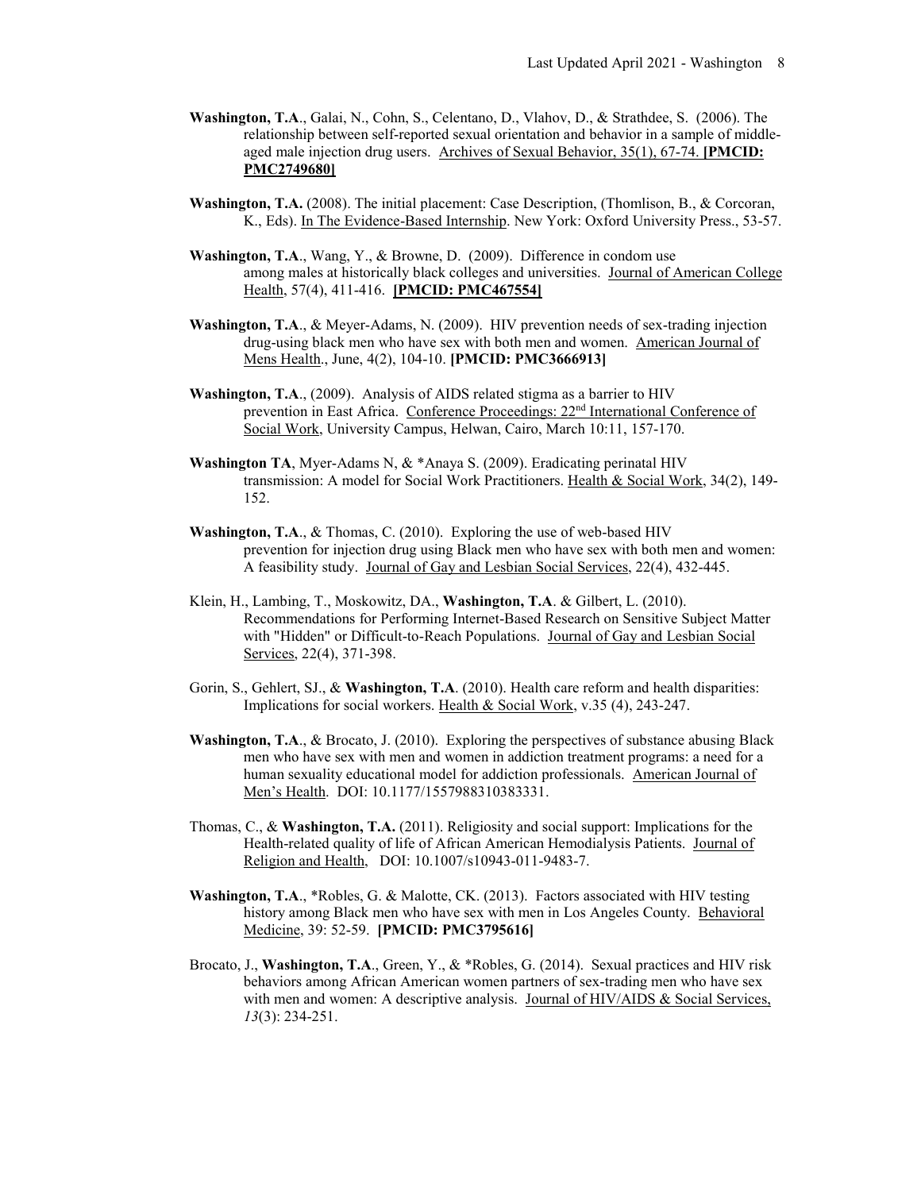**Washington, T.A**., Galai, N., Cohn, S., Celentano, D., Vlahov, D., & Strathdee, S. (2006). The relationship between self-reported sexual orientation and behavior in a sample of middle-aged male injection drug users. Archives of Sexual Behavior, 35(1), 67-74. **[PMCID: PMC2749680]**

**Washington, T.A.** (2008). The initial placement: Case Description, (Thomlison, B., & Corcoran, K., Eds). In The Evidence-Based Internship. New York: Oxford University Press., 53-57.

**Washington, T.A**., Wang, Y., & Browne, D. (2009). Difference in condom use among males at historically black colleges and universities. Journal of American College Health, 57(4), 411-416. **[PMCID: PMC467554]**

**Washington, T.A**., & Meyer-Adams, N. (2009). HIV prevention needs of sex-trading injection drug-using black men who have sex with both men and women. American Journal of Mens Health., June, 4(2), 104-10. **[PMCID: PMC3666913]**

**Washington, T.A**., (2009). Analysis of AIDS related stigma as a barrier to HIV prevention in East Africa. Conference Proceedings: 22nd International Conference of Social Work, University Campus, Helwan, Cairo, March 10:11, 157-170.

**Washington TA**, Myer-Adams N, & *Anaya S. (2009). Eradicating perinatal HIV transmission: A model for Social Work Practitioners. Health & Social Work, 34(2), 149-152.

**Washington, T.A**., & Thomas, C. (2010). Exploring the use of web-based HIV prevention for injection drug using Black men who have sex with both men and women: A feasibility study. Journal of Gay and Lesbian Social Services, 22(4), 432-445.

Klein, H., Lambing, T., Moskowitz, DA., **Washington, T.A**. & Gilbert, L. (2010). Recommendations for Performing Internet-Based Research on Sensitive Subject Matter with "Hidden" or Difficult-to-Reach Populations. Journal of Gay and Lesbian Social Services, 22(4), 371-398.

Gorin, S., Gehlert, SJ., & **Washington, T.A**. (2010). Health care reform and health disparities: Implications for social workers. Health & Social Work, v.35 (4), 243-247.

**Washington, T.A**., & Brocato, J. (2010). Exploring the perspectives of substance abusing Black men who have sex with men and women in addiction treatment programs: a need for a human sexuality educational model for addiction professionals. American Journal of Men's Health. DOI: 10.1177/1557988310383331.

Thomas, C., & **Washington, T.A.** (2011). Religiosity and social support: Implications for the Health-related quality of life of African American Hemodialysis Patients. Journal of Religion and Health, DOI: 10.1007/s10943-011-9483-7.

**Washington, T.A**., *Robles, G. & Malotte, CK. (2013). Factors associated with HIV testing history among Black men who have sex with men in Los Angeles County. Behavioral Medicine, 39: 52-59. **[PMCID: PMC3795616]**

Brocato, J., **Washington, T.A**., Green, Y., & *Robles, G. (2014). Sexual practices and HIV risk behaviors among African American women partners of sex-trading men who have sex with men and women: A descriptive analysis. Journal of HIV/AIDS & Social Services, *13*(3): 234-251.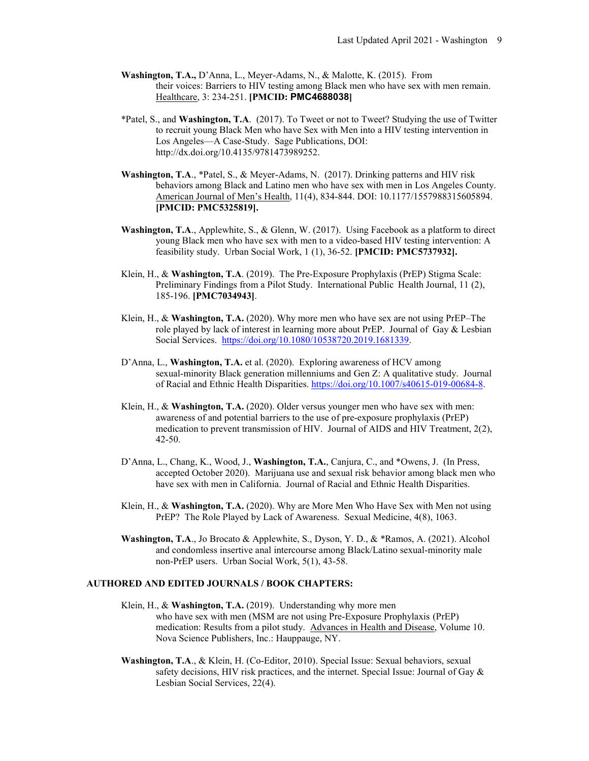**Washington, T.A.,** D'Anna, L., Meyer-Adams, N., & Malotte, K. (2015). From their voices: Barriers to HIV testing among Black men who have sex with men remain. Healthcare, 3: 234-251. **[PMCID: PMC4688038]**

*Patel, S., and **Washington, T.A**. (2017). To Tweet or not to Tweet? Studying the use of Twitter to recruit young Black Men who have Sex with Men into a HIV testing intervention in Los Angeles—A Case-Study. Sage Publications, DOI: http://dx.doi.org/10.4135/9781473989252.

**Washington, T.A**., *Patel, S., & Meyer-Adams, N. (2017). Drinking patterns and HIV risk behaviors among Black and Latino men who have sex with men in Los Angeles County. American Journal of Men's Health, 11(4), 834-844. DOI: 10.1177/1557988315605894. **[PMCID: PMC5325819].**

**Washington, T.A**., Applewhite, S., & Glenn, W. (2017). Using Facebook as a platform to direct young Black men who have sex with men to a video-based HIV testing intervention: A feasibility study. Urban Social Work, 1 (1), 36-52. **[PMCID: PMC5737932].**

Klein, H., & **Washington, T.A**. (2019). The Pre-Exposure Prophylaxis (PrEP) Stigma Scale: Preliminary Findings from a Pilot Study. International Public Health Journal, 11 (2), 185-196. **[PMC7034943]**.

Klein, H., & **Washington, T.A.** (2020). Why more men who have sex are not using PrEP–The role played by lack of interest in learning more about PrEP. Journal of Gay & Lesbian Social Services. https://doi.org/10.1080/10538720.2019.1681339.

D'Anna, L., **Washington, T.A.** et al. (2020). Exploring awareness of HCV among sexual-minority Black generation millenniums and Gen Z: A qualitative study. Journal of Racial and Ethnic Health Disparities. https://doi.org/10.1007/s40615-019-00684-8.

Klein, H., & **Washington, T.A.** (2020). Older versus younger men who have sex with men: awareness of and potential barriers to the use of pre-exposure prophylaxis (PrEP) medication to prevent transmission of HIV. Journal of AIDS and HIV Treatment, 2(2), 42-50.

D'Anna, L., Chang, K., Wood, J., **Washington, T.A.**, Canjura, C., and *Owens, J. (In Press, accepted October 2020). Marijuana use and sexual risk behavior among black men who have sex with men in California. Journal of Racial and Ethnic Health Disparities.

Klein, H., & **Washington, T.A.** (2020). Why are More Men Who Have Sex with Men not using PrEP? The Role Played by Lack of Awareness. Sexual Medicine, 4(8), 1063.

**Washington, T.A**., Jo Brocato & Applewhite, S., Dyson, Y. D., & *Ramos, A. (2021). Alcohol and condomless insertive anal intercourse among Black/Latino sexual-minority male non-PrEP users. Urban Social Work, 5(1), 43-58.

## AUTHORED AND EDITED JOURNALS / BOOK CHAPTERS:

Klein, H., & **Washington, T.A.** (2019). Understanding why more men who have sex with men (MSM are not using Pre-Exposure Prophylaxis (PrEP) medication: Results from a pilot study. Advances in Health and Disease, Volume 10. Nova Science Publishers, Inc.: Hauppauge, NY.

**Washington, T.A**., & Klein, H. (Co-Editor, 2010). Special Issue: Sexual behaviors, sexual safety decisions, HIV risk practices, and the internet. Special Issue: Journal of Gay & Lesbian Social Services, 22(4).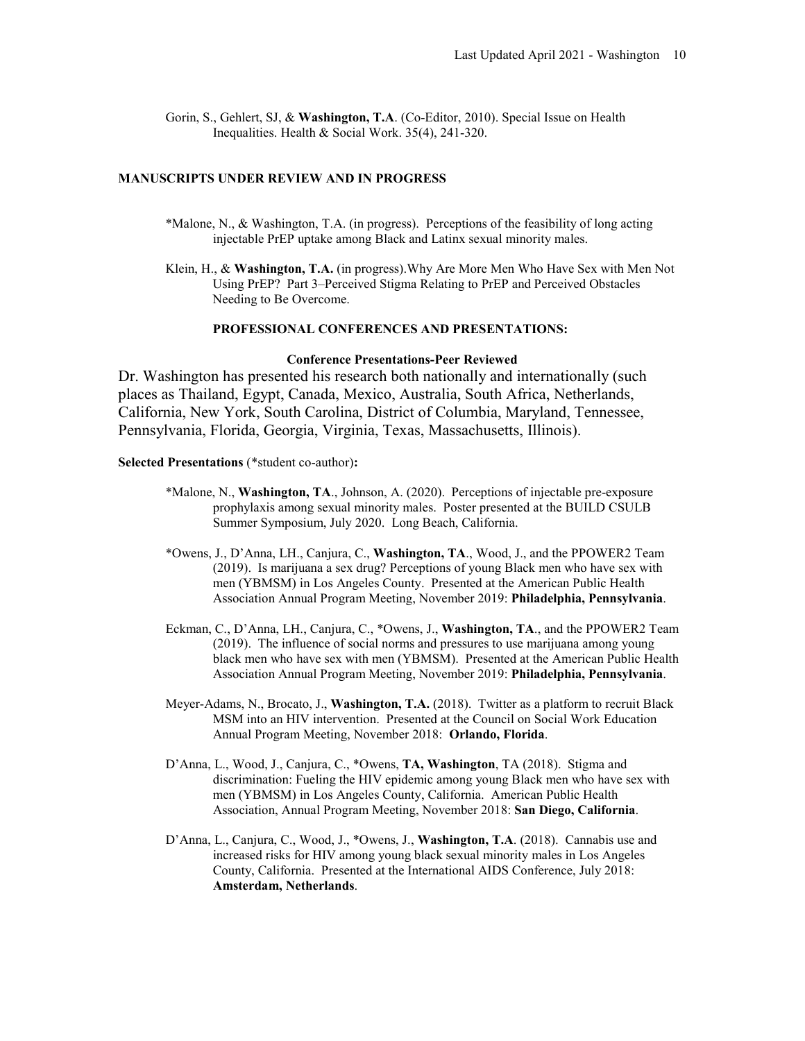Gorin, S., Gehlert, SJ, & **Washington, T.A**. (Co-Editor, 2010). Special Issue on Health Inequalities. Health & Social Work. 35(4), 241-320.

## MANUSCRIPTS UNDER REVIEW AND IN PROGRESS

*Malone, N., & Washington, T.A. (in progress). Perceptions of the feasibility of long acting injectable PrEP uptake among Black and Latinx sexual minority males.

Klein, H., & **Washington, T.A.** (in progress).Why Are More Men Who Have Sex with Men Not Using PrEP? Part 3–Perceived Stigma Relating to PrEP and Perceived Obstacles Needing to Be Overcome.

## PROFESSIONAL CONFERENCES AND PRESENTATIONS:

### Conference Presentations-Peer Reviewed

Dr. Washington has presented his research both nationally and internationally (such places as Thailand, Egypt, Canada, Mexico, Australia, South Africa, Netherlands, California, New York, South Carolina, District of Columbia, Maryland, Tennessee, Pennsylvania, Florida, Georgia, Virginia, Texas, Massachusetts, Illinois).

**Selected Presentations** (*student co-author)**:**

*Malone, N., **Washington, TA**., Johnson, A. (2020). Perceptions of injectable pre-exposure prophylaxis among sexual minority males. Poster presented at the BUILD CSULB Summer Symposium, July 2020. Long Beach, California.

*Owens, J., D'Anna, LH., Canjura, C., **Washington, TA**., Wood, J., and the PPOWER2 Team (2019). Is marijuana a sex drug? Perceptions of young Black men who have sex with men (YBMSM) in Los Angeles County. Presented at the American Public Health Association Annual Program Meeting, November 2019: **Philadelphia, Pennsylvania**.

Eckman, C., D'Anna, LH., Canjura, C., *Owens, J., **Washington, TA**., and the PPOWER2 Team (2019). The influence of social norms and pressures to use marijuana among young black men who have sex with men (YBMSM). Presented at the American Public Health Association Annual Program Meeting, November 2019: **Philadelphia, Pennsylvania**.

Meyer-Adams, N., Brocato, J., **Washington, T.A.** (2018). Twitter as a platform to recruit Black MSM into an HIV intervention. Presented at the Council on Social Work Education Annual Program Meeting, November 2018: **Orlando, Florida**.

D'Anna, L., Wood, J., Canjura, C., *Owens, **TA, Washington**, TA (2018). Stigma and discrimination: Fueling the HIV epidemic among young Black men who have sex with men (YBMSM) in Los Angeles County, California. American Public Health Association, Annual Program Meeting, November 2018: **San Diego, California**.

D'Anna, L., Canjura, C., Wood, J., *Owens, J., **Washington, T.A**. (2018). Cannabis use and increased risks for HIV among young black sexual minority males in Los Angeles County, California. Presented at the International AIDS Conference, July 2018: **Amsterdam, Netherlands**.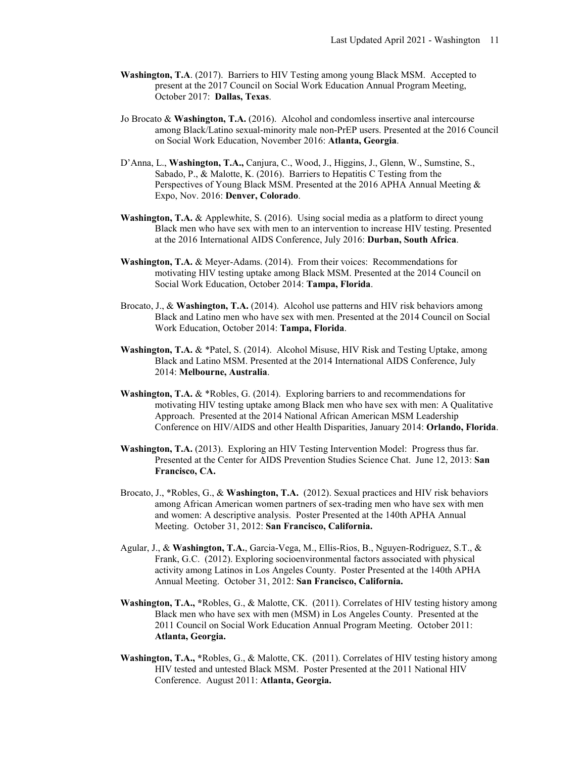**Washington, T.A**. (2017). Barriers to HIV Testing among young Black MSM. Accepted to present at the 2017 Council on Social Work Education Annual Program Meeting, October 2017: **Dallas, Texas**.

Jo Brocato & **Washington, T.A.** (2016). Alcohol and condomless insertive anal intercourse among Black/Latino sexual-minority male non-PrEP users. Presented at the 2016 Council on Social Work Education, November 2016: **Atlanta, Georgia**.

D'Anna, L., **Washington, T.A.,** Canjura, C., Wood, J., Higgins, J., Glenn, W., Sumstine, S., Sabado, P., & Malotte, K. (2016). Barriers to Hepatitis C Testing from the Perspectives of Young Black MSM. Presented at the 2016 APHA Annual Meeting & Expo, Nov. 2016: **Denver, Colorado**.

**Washington, T.A.** & Applewhite, S. (2016). Using social media as a platform to direct young Black men who have sex with men to an intervention to increase HIV testing. Presented at the 2016 International AIDS Conference, July 2016: **Durban, South Africa**.

**Washington, T.A.** & Meyer-Adams. (2014). From their voices: Recommendations for motivating HIV testing uptake among Black MSM. Presented at the 2014 Council on Social Work Education, October 2014: **Tampa, Florida**.

Brocato, J., & **Washington, T.A.** (2014). Alcohol use patterns and HIV risk behaviors among Black and Latino men who have sex with men. Presented at the 2014 Council on Social Work Education, October 2014: **Tampa, Florida**.

**Washington, T.A.** & *Patel, S. (2014). Alcohol Misuse, HIV Risk and Testing Uptake, among Black and Latino MSM. Presented at the 2014 International AIDS Conference, July 2014: **Melbourne, Australia**.

**Washington, T.A.** & *Robles, G. (2014). Exploring barriers to and recommendations for motivating HIV testing uptake among Black men who have sex with men: A Qualitative Approach. Presented at the 2014 National African American MSM Leadership Conference on HIV/AIDS and other Health Disparities, January 2014: **Orlando, Florida**.

**Washington, T.A.** (2013). Exploring an HIV Testing Intervention Model: Progress thus far. Presented at the Center for AIDS Prevention Studies Science Chat. June 12, 2013: **San Francisco, CA.**

Brocato, J., *Robles, G., & **Washington, T.A.** (2012). Sexual practices and HIV risk behaviors among African American women partners of sex-trading men who have sex with men and women: A descriptive analysis. Poster Presented at the 140th APHA Annual Meeting. October 31, 2012: **San Francisco, California.**

Agular, J., & **Washington, T.A.**, Garcia-Vega, M., Ellis-Rios, B., Nguyen-Rodriguez, S.T., & Frank, G.C. (2012). Exploring socioenvironmental factors associated with physical activity among Latinos in Los Angeles County. Poster Presented at the 140th APHA Annual Meeting. October 31, 2012: **San Francisco, California.**

**Washington, T.A., ***Robles, G., & Malotte, CK. (2011). Correlates of HIV testing history among Black men who have sex with men (MSM) in Los Angeles County. Presented at the 2011 Council on Social Work Education Annual Program Meeting. October 2011: **Atlanta, Georgia.**

**Washington, T.A., ***Robles, G., & Malotte, CK. (2011). Correlates of HIV testing history among HIV tested and untested Black MSM. Poster Presented at the 2011 National HIV Conference. August 2011: **Atlanta, Georgia.**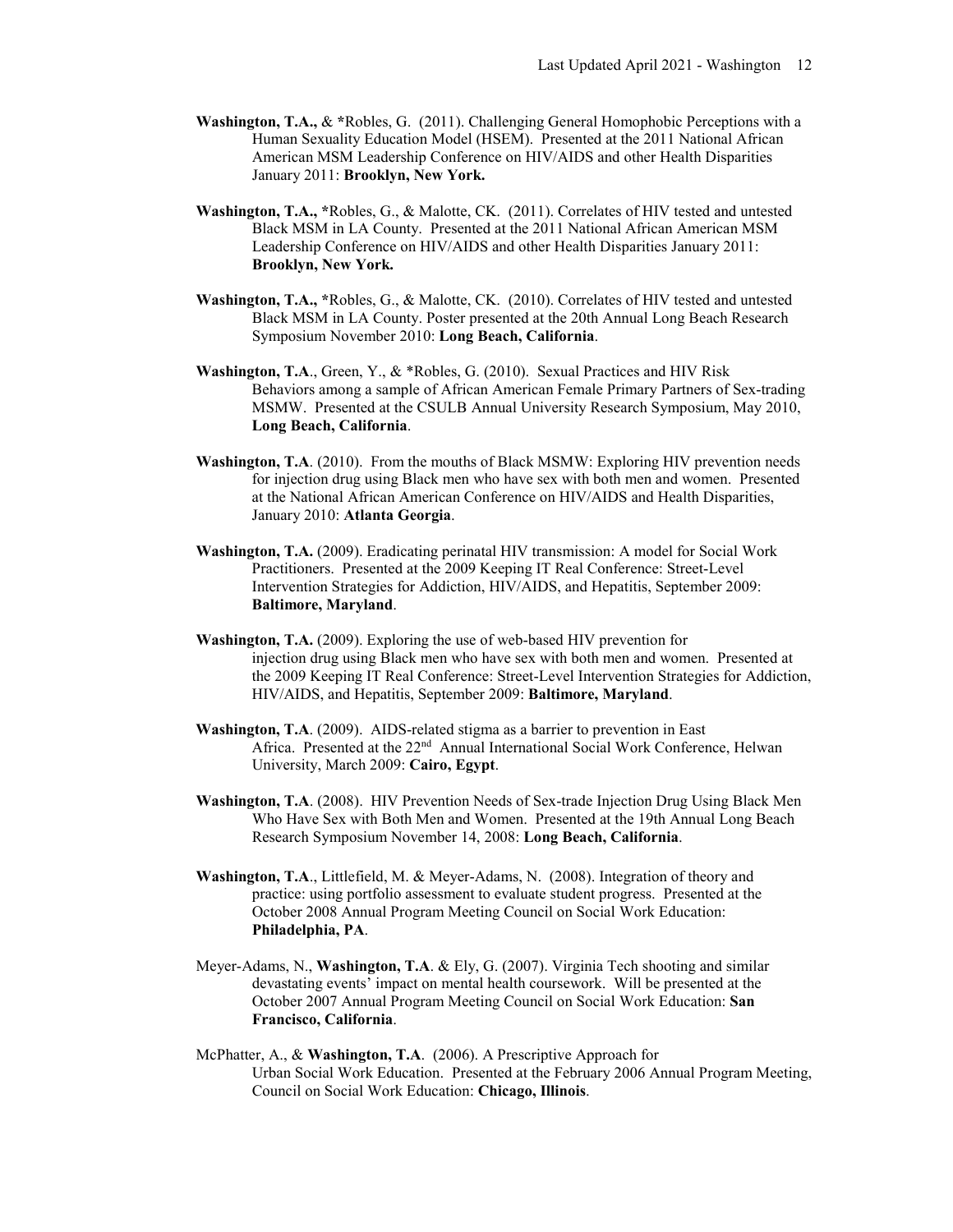**Washington, T.A.,** & ***Robles, G.** (2011). Challenging General Homophobic Perceptions with a Human Sexuality Education Model (HSEM). Presented at the 2011 National African American MSM Leadership Conference on HIV/AIDS and other Health Disparities January 2011: **Brooklyn, New York.**

**Washington, T.A., ***Robles, G., & Malotte, CK. (2011). Correlates of HIV tested and untested Black MSM in LA County. Presented at the 2011 National African American MSM Leadership Conference on HIV/AIDS and other Health Disparities January 2011: **Brooklyn, New York.**

**Washington, T.A., ***Robles, G., & Malotte, CK. (2010). Correlates of HIV tested and untested Black MSM in LA County. Poster presented at the 20th Annual Long Beach Research Symposium November 2010: **Long Beach, California**.

**Washington, T.A**., Green, Y., & *Robles, G. (2010). Sexual Practices and HIV Risk Behaviors among a sample of African American Female Primary Partners of Sex-trading MSMW. Presented at the CSULB Annual University Research Symposium, May 2010, **Long Beach, California**.

**Washington, T.A**. (2010). From the mouths of Black MSMW: Exploring HIV prevention needs for injection drug using Black men who have sex with both men and women. Presented at the National African American Conference on HIV/AIDS and Health Disparities, January 2010: **Atlanta Georgia**.

**Washington, T.A.** (2009). Eradicating perinatal HIV transmission: A model for Social Work Practitioners. Presented at the 2009 Keeping IT Real Conference: Street-Level Intervention Strategies for Addiction, HIV/AIDS, and Hepatitis, September 2009: **Baltimore, Maryland**.

**Washington, T.A.** (2009). Exploring the use of web-based HIV prevention for injection drug using Black men who have sex with both men and women. Presented at the 2009 Keeping IT Real Conference: Street-Level Intervention Strategies for Addiction, HIV/AIDS, and Hepatitis, September 2009: **Baltimore, Maryland**.

**Washington, T.A**. (2009). AIDS-related stigma as a barrier to prevention in East Africa. Presented at the 22nd Annual International Social Work Conference, Helwan University, March 2009: **Cairo, Egypt**.

**Washington, T.A**. (2008). HIV Prevention Needs of Sex-trade Injection Drug Using Black Men Who Have Sex with Both Men and Women. Presented at the 19th Annual Long Beach Research Symposium November 14, 2008: **Long Beach, California**.

**Washington, T.A**., Littlefield, M. & Meyer-Adams, N. (2008). Integration of theory and practice: using portfolio assessment to evaluate student progress. Presented at the October 2008 Annual Program Meeting Council on Social Work Education: **Philadelphia, PA**.

Meyer-Adams, N., **Washington, T.A**. & Ely, G. (2007). Virginia Tech shooting and similar devastating events' impact on mental health coursework. Will be presented at the October 2007 Annual Program Meeting Council on Social Work Education: **San Francisco, California**.

McPhatter, A., & **Washington, T.A**. (2006). A Prescriptive Approach for Urban Social Work Education. Presented at the February 2006 Annual Program Meeting, Council on Social Work Education: **Chicago, Illinois**.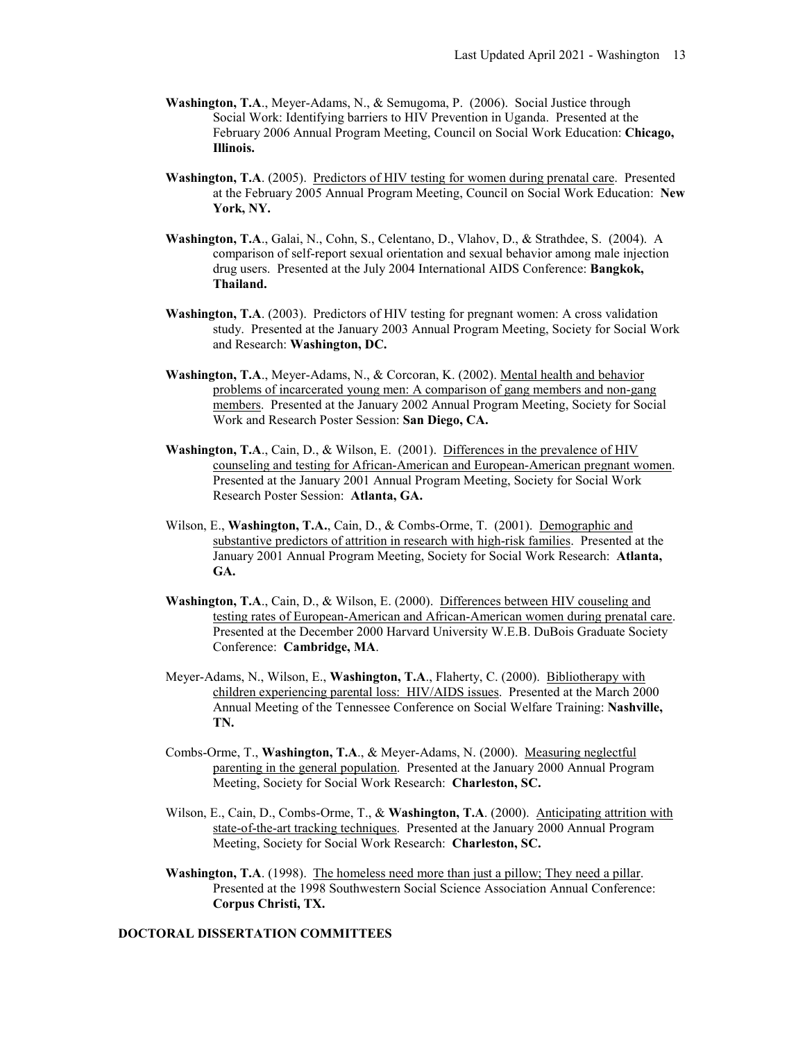**Washington, T.A**., Meyer-Adams, N., & Semugoma, P. (2006). Social Justice through Social Work: Identifying barriers to HIV Prevention in Uganda. Presented at the February 2006 Annual Program Meeting, Council on Social Work Education: **Chicago, Illinois.**

**Washington, T.A**. (2005). <u>Predictors of HIV testing for women during prenatal care</u>. Presented at the February 2005 Annual Program Meeting, Council on Social Work Education: **New York, NY.**

**Washington, T.A**., Galai, N., Cohn, S., Celentano, D., Vlahov, D., & Strathdee, S. (2004). A comparison of self-report sexual orientation and sexual behavior among male injection drug users. Presented at the July 2004 International AIDS Conference: **Bangkok, Thailand.**

**Washington, T.A**. (2003). Predictors of HIV testing for pregnant women: A cross validation study. Presented at the January 2003 Annual Program Meeting, Society for Social Work and Research: **Washington, DC.**

**Washington, T.A**., Meyer-Adams, N., & Corcoran, K. (2002). <u>Mental health and behavior problems of incarcerated young men: A comparison of gang members and non-gang members</u>. Presented at the January 2002 Annual Program Meeting, Society for Social Work and Research Poster Session: **San Diego, CA.**

**Washington, T.A**., Cain, D., & Wilson, E. (2001). <u>Differences in the prevalence of HIV counseling and testing for African-American and European-American pregnant women</u>. Presented at the January 2001 Annual Program Meeting, Society for Social Work Research Poster Session: **Atlanta, GA.**

Wilson, E., **Washington, T.A.**, Cain, D., & Combs-Orme, T. (2001). <u>Demographic and substantive predictors of attrition in research with high-risk families</u>. Presented at the January 2001 Annual Program Meeting, Society for Social Work Research: **Atlanta, GA.**

**Washington, T.A**., Cain, D., & Wilson, E. (2000). <u>Differences between HIV couseling and testing rates of European-American and African-American women during prenatal care</u>. Presented at the December 2000 Harvard University W.E.B. DuBois Graduate Society Conference: **Cambridge, MA**.

Meyer-Adams, N., Wilson, E., **Washington, T.A**., Flaherty, C. (2000). <u>Bibliotherapy with children experiencing parental loss: HIV/AIDS issues</u>. Presented at the March 2000 Annual Meeting of the Tennessee Conference on Social Welfare Training: **Nashville, TN.**

Combs-Orme, T., **Washington, T.A**., & Meyer-Adams, N. (2000). <u>Measuring neglectful parenting in the general population</u>. Presented at the January 2000 Annual Program Meeting, Society for Social Work Research: **Charleston, SC.**

Wilson, E., Cain, D., Combs-Orme, T., & **Washington, T.A**. (2000). <u>Anticipating attrition with state-of-the-art tracking techniques</u>. Presented at the January 2000 Annual Program Meeting, Society for Social Work Research: **Charleston, SC.**

**Washington, T.A**. (1998). <u>The homeless need more than just a pillow; They need a pillar</u>. Presented at the 1998 Southwestern Social Science Association Annual Conference: **Corpus Christi, TX.**

## DOCTORAL DISSERTATION COMMITTEES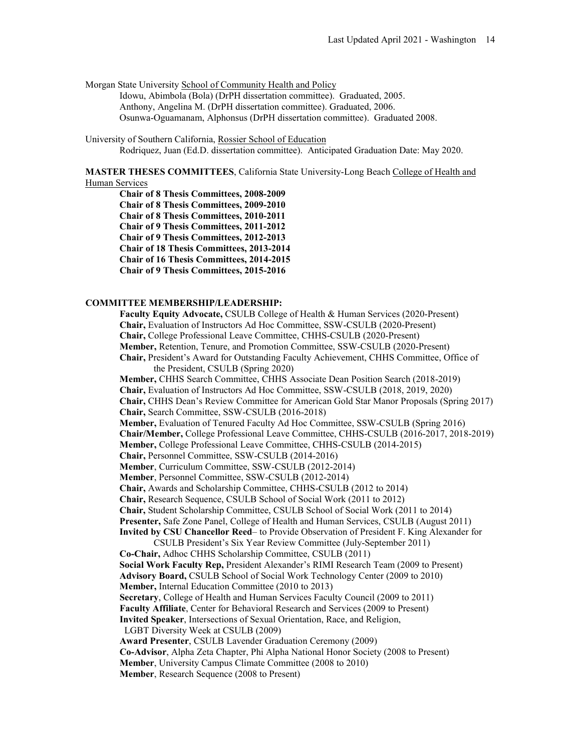Morgan State University <u>School of Community Health and Policy</u>

Idowu, Abimbola (Bola) (DrPH dissertation committee). Graduated, 2005.
Anthony, Angelina M. (DrPH dissertation committee). Graduated, 2006.
Osunwa-Oguamanam, Alphonsus (DrPH dissertation committee). Graduated 2008.

University of Southern California, <u>Rossier School of Education</u>

Rodriquez, Juan (Ed.D. dissertation committee). Anticipated Graduation Date: May 2020.

**MASTER THESES COMMITTEES**, California State University-Long Beach <u>College of Health and Human Services</u>

**Chair of 8 Thesis Committees, 2008-2009**
**Chair of 8 Thesis Committees, 2009-2010**
**Chair of 8 Thesis Committees, 2010-2011**
**Chair of 9 Thesis Committees, 2011-2012**
**Chair of 9 Thesis Committees, 2012-2013**
**Chair of 18 Thesis Committees, 2013-2014**
**Chair of 16 Thesis Committees, 2014-2015**
**Chair of 9 Thesis Committees, 2015-2016**

**COMMITTEE MEMBERSHIP/LEADERSHIP:**

**Faculty Equity Advocate,** CSULB College of Health & Human Services (2020-Present)
**Chair,** Evaluation of Instructors Ad Hoc Committee, SSW-CSULB (2020-Present)
**Chair,** College Professional Leave Committee, CHHS-CSULB (2020-Present)
**Member,** Retention, Tenure, and Promotion Committee, SSW-CSULB (2020-Present)
**Chair,** President's Award for Outstanding Faculty Achievement, CHHS Committee, Office of the President, CSULB (Spring 2020)
**Member,** CHHS Search Committee, CHHS Associate Dean Position Search (2018-2019)
**Chair,** Evaluation of Instructors Ad Hoc Committee, SSW-CSULB (2018, 2019, 2020)
**Chair,** CHHS Dean's Review Committee for American Gold Star Manor Proposals (Spring 2017)
**Chair,** Search Committee, SSW-CSULB (2016-2018)
**Member,** Evaluation of Tenured Faculty Ad Hoc Committee, SSW-CSULB (Spring 2016)
**Chair/Member,** College Professional Leave Committee, CHHS-CSULB (2016-2017, 2018-2019)
**Member,** College Professional Leave Committee, CHHS-CSULB (2014-2015)
**Chair,** Personnel Committee, SSW-CSULB (2014-2016)
**Member**, Curriculum Committee, SSW-CSULB (2012-2014)
**Member**, Personnel Committee, SSW-CSULB (2012-2014)
**Chair,** Awards and Scholarship Committee, CHHS-CSULB (2012 to 2014)
**Chair,** Research Sequence, CSULB School of Social Work (2011 to 2012)
**Chair,** Student Scholarship Committee, CSULB School of Social Work (2011 to 2014)
**Presenter,** Safe Zone Panel, College of Health and Human Services, CSULB (August 2011)
**Invited by CSU Chancellor Reed**– to Provide Observation of President F. King Alexander for CSULB President's Six Year Review Committee (July-September 2011)
**Co-Chair,** Adhoc CHHS Scholarship Committee, CSULB (2011)
**Social Work Faculty Rep,** President Alexander's RIMI Research Team (2009 to Present)
**Advisory Board,** CSULB School of Social Work Technology Center (2009 to 2010)
**Member,** Internal Education Committee (2010 to 2013)
**Secretary**, College of Health and Human Services Faculty Council (2009 to 2011)
**Faculty Affiliate**, Center for Behavioral Research and Services (2009 to Present)
**Invited Speaker**, Intersections of Sexual Orientation, Race, and Religion, LGBT Diversity Week at CSULB (2009)
**Award Presenter**, CSULB Lavender Graduation Ceremony (2009)
**Co-Advisor**, Alpha Zeta Chapter, Phi Alpha National Honor Society (2008 to Present)
**Member**, University Campus Climate Committee (2008 to 2010)
**Member**, Research Sequence (2008 to Present)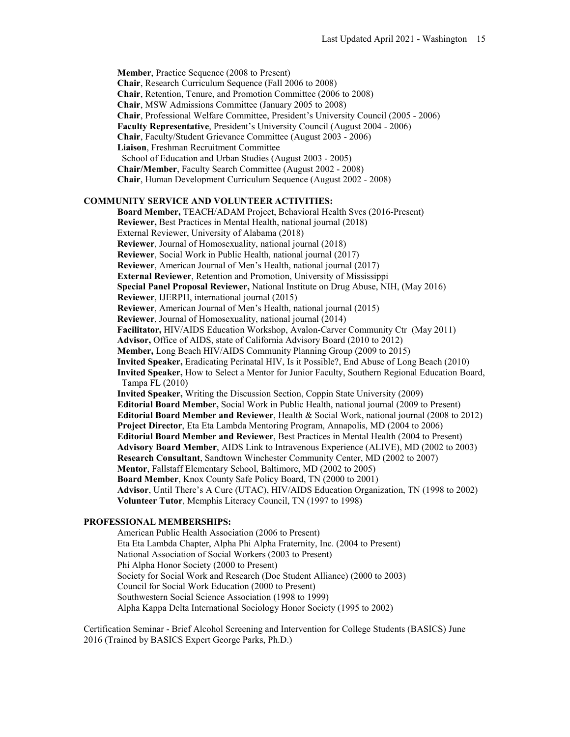**Member**, Practice Sequence (2008 to Present)
**Chair**, Research Curriculum Sequence (Fall 2006 to 2008)
**Chair**, Retention, Tenure, and Promotion Committee (2006 to 2008)
**Chair**, MSW Admissions Committee (January 2005 to 2008)
**Chair**, Professional Welfare Committee, President's University Council (2005 - 2006)
**Faculty Representative**, President's University Council (August 2004 - 2006)
**Chair**, Faculty/Student Grievance Committee (August 2003 - 2006)
**Liaison**, Freshman Recruitment Committee
School of Education and Urban Studies (August 2003 - 2005)
**Chair/Member**, Faculty Search Committee (August 2002 - 2008)
**Chair**, Human Development Curriculum Sequence (August 2002 - 2008)

## COMMUNITY SERVICE AND VOLUNTEER ACTIVITIES:

**Board Member,** TEACH/ADAM Project, Behavioral Health Svcs (2016-Present)
**Reviewer,** Best Practices in Mental Health, national journal (2018)
External Reviewer, University of Alabama (2018)
**Reviewer**, Journal of Homosexuality, national journal (2018)
**Reviewer**, Social Work in Public Health, national journal (2017)
**Reviewer**, American Journal of Men's Health, national journal (2017)
**External Reviewer**, Retention and Promotion, University of Mississippi
**Special Panel Proposal Reviewer,** National Institute on Drug Abuse, NIH, (May 2016)
**Reviewer**, IJERPH, international journal (2015)
**Reviewer**, American Journal of Men's Health, national journal (2015)
**Reviewer**, Journal of Homosexuality, national journal (2014)
**Facilitator,** HIV/AIDS Education Workshop, Avalon-Carver Community Ctr (May 2011)
**Advisor,** Office of AIDS, state of California Advisory Board (2010 to 2012)
**Member,** Long Beach HIV/AIDS Community Planning Group (2009 to 2015)
**Invited Speaker,** Eradicating Perinatal HIV, Is it Possible?, End Abuse of Long Beach (2010)
**Invited Speaker,** How to Select a Mentor for Junior Faculty, Southern Regional Education Board, Tampa FL (2010)
**Invited Speaker,** Writing the Discussion Section, Coppin State University (2009)
**Editorial Board Member,** Social Work in Public Health, national journal (2009 to Present)
**Editorial Board Member and Reviewer**, Health & Social Work, national journal (2008 to 2012)
**Project Director**, Eta Eta Lambda Mentoring Program, Annapolis, MD (2004 to 2006)
**Editorial Board Member and Reviewer**, Best Practices in Mental Health (2004 to Present)
**Advisory Board Member**, AIDS Link to Intravenous Experience (ALIVE), MD (2002 to 2003)
**Research Consultant**, Sandtown Winchester Community Center, MD (2002 to 2007)
**Mentor**, Fallstaff Elementary School, Baltimore, MD (2002 to 2005)
**Board Member**, Knox County Safe Policy Board, TN (2000 to 2001)
**Advisor**, Until There's A Cure (UTAC), HIV/AIDS Education Organization, TN (1998 to 2002)
**Volunteer Tutor**, Memphis Literacy Council, TN (1997 to 1998)

## PROFESSIONAL MEMBERSHIPS:

American Public Health Association (2006 to Present)
Eta Eta Lambda Chapter, Alpha Phi Alpha Fraternity, Inc. (2004 to Present)
National Association of Social Workers (2003 to Present)
Phi Alpha Honor Society (2000 to Present)
Society for Social Work and Research (Doc Student Alliance) (2000 to 2003)
Council for Social Work Education (2000 to Present)
Southwestern Social Science Association (1998 to 1999)
Alpha Kappa Delta International Sociology Honor Society (1995 to 2002)

Certification Seminar - Brief Alcohol Screening and Intervention for College Students (BASICS) June 2016 (Trained by BASICS Expert George Parks, Ph.D.)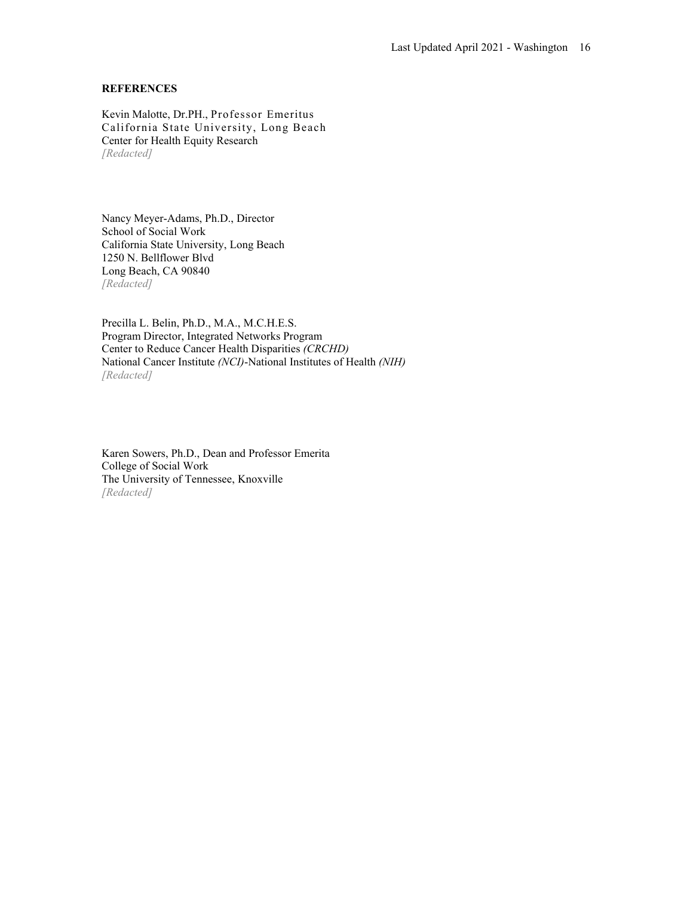**REFERENCES**

Kevin Malotte, Dr.PH., Professor Emeritus
California State University, Long Beach
Center for Health Equity Research
*[Redacted]*

Nancy Meyer-Adams, Ph.D., Director
School of Social Work
California State University, Long Beach
1250 N. Bellflower Blvd
Long Beach, CA 90840
*[Redacted]*

Precilla L. Belin, Ph.D., M.A., M.C.H.E.S.
Program Director, Integrated Networks Program
Center to Reduce Cancer Health Disparities *(CRCHD)*
National Cancer Institute *(NCI)*-National Institutes of Health *(NIH)*
*[Redacted]*

Karen Sowers, Ph.D., Dean and Professor Emerita
College of Social Work
The University of Tennessee, Knoxville
*[Redacted]*